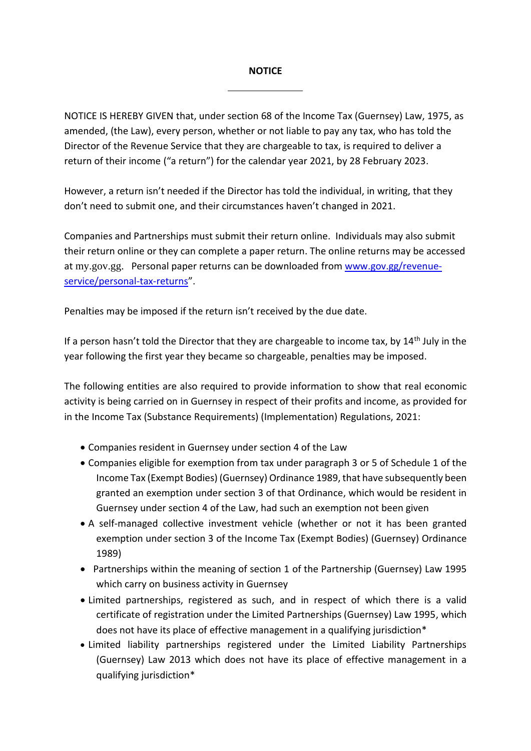**NOTICE**

NOTICE IS HEREBY GIVEN that, under section 68 of the Income Tax (Guernsey) Law, 1975, as amended, (the Law), every person, whether or not liable to pay any tax, who has told the Director of the Revenue Service that they are chargeable to tax, is required to deliver a return of their income ("a return") for the calendar year 2021, by 28 February 2023.

However, a return isn't needed if the Director has told the individual, in writing, that they don't need to submit one, and their circumstances haven't changed in 2021.

Companies and Partnerships must submit their return online. Individuals may also submit their return online or they can complete a paper return. The online returns may be accessed at my.gov.gg. Personal paper returns can be downloaded from [www.gov.gg/revenue-service/personal-tax-returns](www.gov.gg/revenue-service/personal-tax-returns)".

Penalties may be imposed if the return isn't received by the due date.

If a person hasn't told the Director that they are chargeable to income tax, by 14th July in the year following the first year they became so chargeable, penalties may be imposed.

The following entities are also required to provide information to show that real economic activity is being carried on in Guernsey in respect of their profits and income, as provided for in the Income Tax (Substance Requirements) (Implementation) Regulations, 2021:

- Companies resident in Guernsey under section 4 of the Law
- Companies eligible for exemption from tax under paragraph 3 or 5 of Schedule 1 of the Income Tax (Exempt Bodies) (Guernsey) Ordinance 1989, that have subsequently been granted an exemption under section 3 of that Ordinance, which would be resident in Guernsey under section 4 of the Law, had such an exemption not been given
- A self-managed collective investment vehicle (whether or not it has been granted exemption under section 3 of the Income Tax (Exempt Bodies) (Guernsey) Ordinance 1989)
- Partnerships within the meaning of section 1 of the Partnership (Guernsey) Law 1995 which carry on business activity in Guernsey
- Limited partnerships, registered as such, and in respect of which there is a valid certificate of registration under the Limited Partnerships (Guernsey) Law 1995, which does not have its place of effective management in a qualifying jurisdiction*
- Limited liability partnerships registered under the Limited Liability Partnerships (Guernsey) Law 2013 which does not have its place of effective management in a qualifying jurisdiction*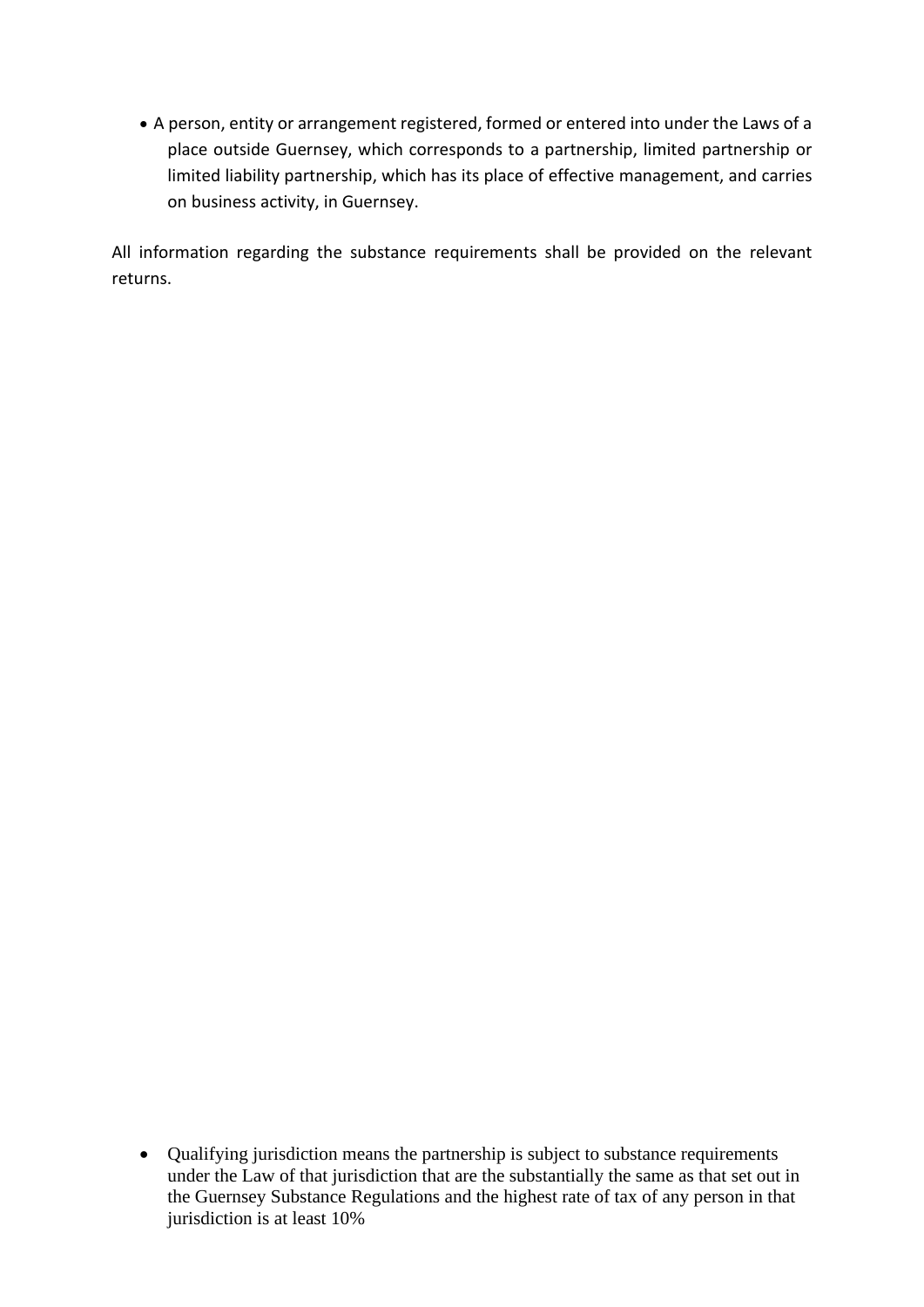- A person, entity or arrangement registered, formed or entered into under the Laws of a place outside Guernsey, which corresponds to a partnership, limited partnership or limited liability partnership, which has its place of effective management, and carries on business activity, in Guernsey.

All information regarding the substance requirements shall be provided on the relevant returns.

- Qualifying jurisdiction means the partnership is subject to substance requirements under the Law of that jurisdiction that are the substantially the same as that set out in the Guernsey Substance Regulations and the highest rate of tax of any person in that jurisdiction is at least 10%